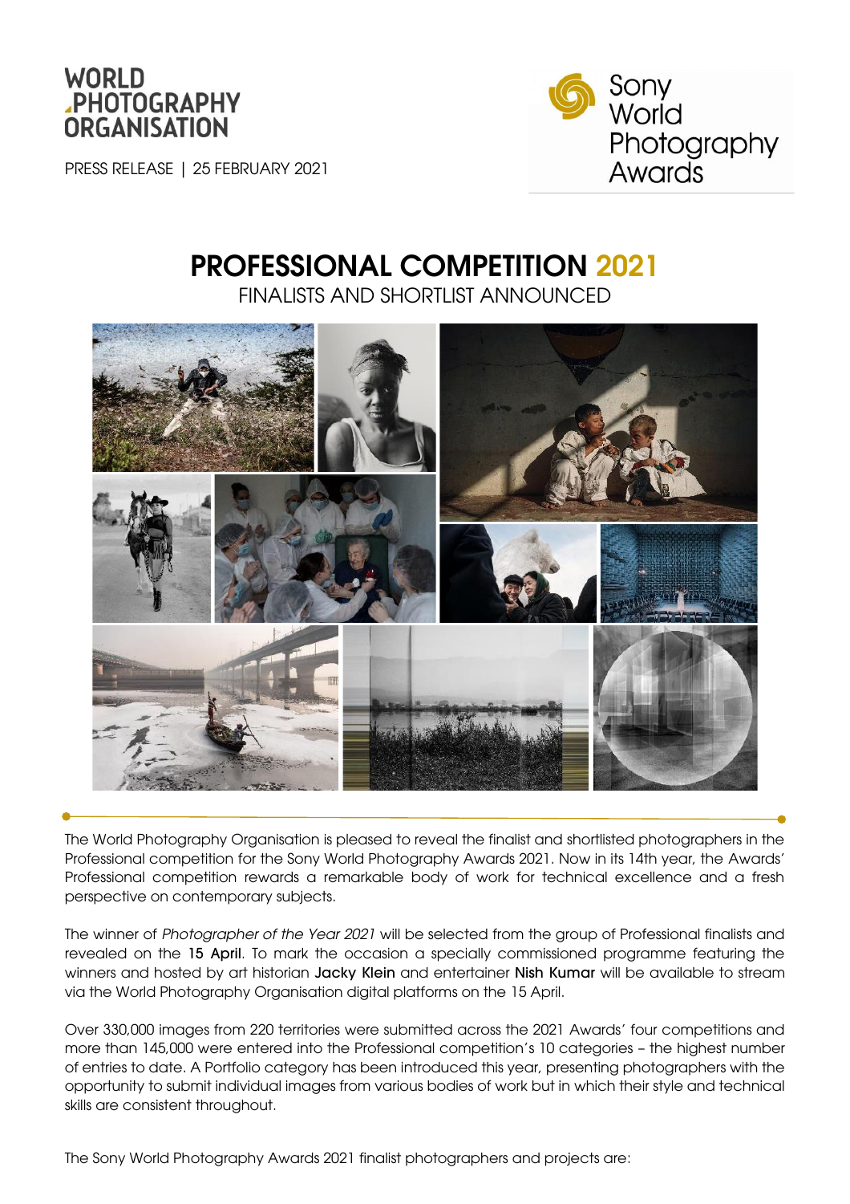WORLD PHOTOGRAPHY ORGANISATION

PRESS RELEASE | 25 FEBRUARY 2021

Sony World Photography Awards

# PROFESSIONAL COMPETITION 2021

## FINALISTS AND SHORTLIST ANNOUNCED

The World Photography Organisation is pleased to reveal the finalist and shortlisted photographers in the Professional competition for the Sony World Photography Awards 2021. Now in its 14th year, the Awards' Professional competition rewards a remarkable body of work for technical excellence and a fresh perspective on contemporary subjects.

The winner of *Photographer of the Year 2021* will be selected from the group of Professional finalists and revealed on the **15 April**. To mark the occasion a specially commissioned programme featuring the winners and hosted by art historian **Jacky Klein** and entertainer **Nish Kumar** will be available to stream via the World Photography Organisation digital platforms on the 15 April.

Over 330,000 images from 220 territories were submitted across the 2021 Awards' four competitions and more than 145,000 were entered into the Professional competition's 10 categories – the highest number of entries to date. A Portfolio category has been introduced this year, presenting photographers with the opportunity to submit individual images from various bodies of work but in which their style and technical skills are consistent throughout.

The Sony World Photography Awards 2021 finalist photographers and projects are: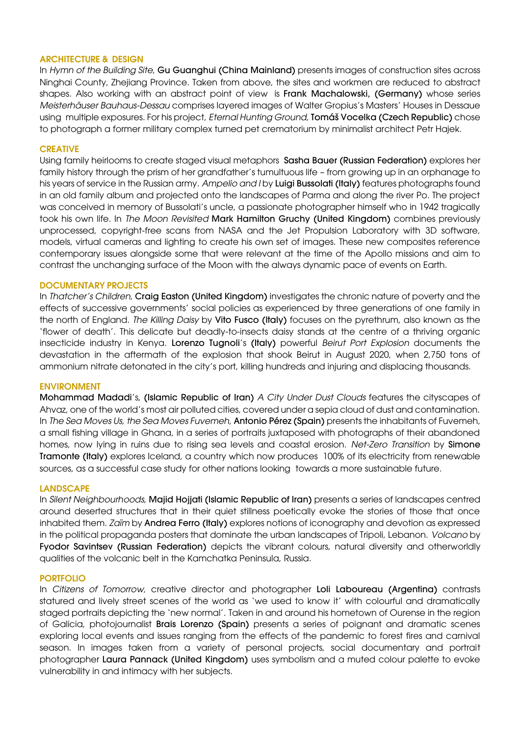## ARCHITECTURE & DESIGN

In *Hymn of the Building Site,* **Gu Guanghui (China Mainland)** presents images of construction sites across Ninghai County, Zhejiang Province. Taken from above, the sites and workmen are reduced to abstract shapes. Also working with an abstract point of view is **Frank Machalowski, (Germany)** whose series *Meisterhäuser Bauhaus-Dessau* comprises layered images of Walter Gropius's Masters' Houses in Dessaue using multiple exposures. For his project, *Eternal Hunting Ground,* **Tomáš Vocelka (Czech Republic)** chose to photograph a former military complex turned pet crematorium by minimalist architect Petr Hajek.

## CREATIVE

Using family heirlooms to create staged visual metaphors **Sasha Bauer (Russian Federation)** explores her family history through the prism of her grandfather's tumultuous life – from growing up in an orphanage to his years of service in the Russian army. *Ampelio and I* by **Luigi Bussolati (Italy)** features photographs found in an old family album and projected onto the landscapes of Parma and along the river Po. The project was conceived in memory of Bussolati's uncle, a passionate photographer himself who in 1942 tragically took his own life. In *The Moon Revisited* **Mark Hamilton Gruchy (United Kingdom)** combines previously unprocessed, copyright-free scans from NASA and the Jet Propulsion Laboratory with 3D software, models, virtual cameras and lighting to create his own set of images. These new composites reference contemporary issues alongside some that were relevant at the time of the Apollo missions and aim to contrast the unchanging surface of the Moon with the always dynamic pace of events on Earth.

## DOCUMENTARY PROJECTS

In *Thatcher's Children,* **Craig Easton (United Kingdom)** investigates the chronic nature of poverty and the effects of successive governments' social policies as experienced by three generations of one family in the north of England. *The Killing Daisy* by **Vito Fusco (Italy)** focuses on the pyrethrum, also known as the 'flower of death'. This delicate but deadly-to-insects daisy stands at the centre of a thriving organic insecticide industry in Kenya. **Lorenzo Tugnoli**'s **(Italy)** powerful *Beirut Port Explosion* documents the devastation in the aftermath of the explosion that shook Beirut in August 2020, when 2,750 tons of ammonium nitrate detonated in the city's port, killing hundreds and injuring and displacing thousands.

## ENVIRONMENT

**Mohammad Madadi**'s, **(Islamic Republic of Iran)** *A City Under Dust Clouds* features the cityscapes of Ahvaz, one of the world's most air polluted cities, covered under a sepia cloud of dust and contamination. In *The Sea Moves Us, the Sea Moves Fuvemeh,* **Antonio Pérez (Spain)** presents the inhabitants of Fuvemeh, a small fishing village in Ghana, in a series of portraits juxtaposed with photographs of their abandoned homes, now lying in ruins due to rising sea levels and coastal erosion. *Net-Zero Transition* by **Simone Tramonte (Italy)** explores Iceland, a country which now produces 100% of its electricity from renewable sources, as a successful case study for other nations looking towards a more sustainable future.

## LANDSCAPE

In *Silent Neighbourhoods,* **Majid Hojjati (Islamic Republic of Iran)** presents a series of landscapes centred around deserted structures that in their quiet stillness poetically evoke the stories of those that once inhabited them. *Zaïm* by **Andrea Ferro (Italy)** explores notions of iconography and devotion as expressed in the political propaganda posters that dominate the urban landscapes of Tripoli, Lebanon. *Volcano* by **Fyodor Savintsev (Russian Federation)** depicts the vibrant colours, natural diversity and otherworldly qualities of the volcanic belt in the Kamchatka Peninsula, Russia.

## PORTFOLIO

In *Citizens of Tomorrow*, creative director and photographer **Loli Laboureau (Argentina)** contrasts statured and lively street scenes of the world as 'we used to know it' with colourful and dramatically staged portraits depicting the 'new normal'. Taken in and around his hometown of Ourense in the region of Galicia, photojournalist **Brais Lorenzo (Spain)** presents a series of poignant and dramatic scenes exploring local events and issues ranging from the effects of the pandemic to forest fires and carnival season. In images taken from a variety of personal projects, social documentary and portrait photographer **Laura Pannack (United Kingdom)** uses symbolism and a muted colour palette to evoke vulnerability in and intimacy with her subjects.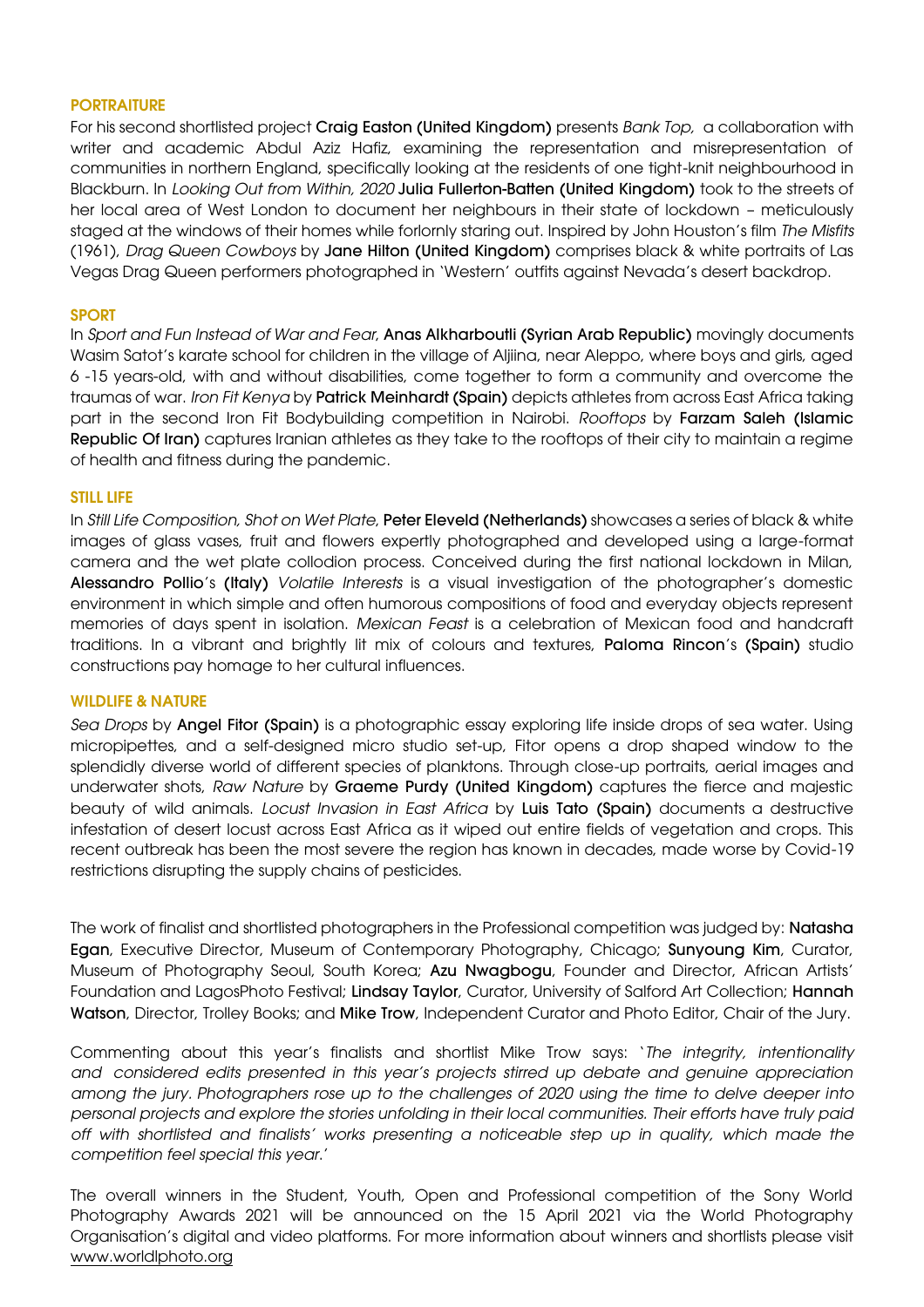## PORTRAITURE

For his second shortlisted project **Craig Easton (United Kingdom)** presents *Bank Top*, a collaboration with writer and academic Abdul Aziz Hafiz, examining the representation and misrepresentation of communities in northern England, specifically looking at the residents of one tight-knit neighbourhood in Blackburn. In *Looking Out from Within, 2020* **Julia Fullerton-Batten (United Kingdom)** took to the streets of her local area of West London to document her neighbours in their state of lockdown – meticulously staged at the windows of their homes while forlornly staring out. Inspired by John Houston's film *The Misfits* (1961), *Drag Queen Cowboys* by **Jane Hilton (United Kingdom)** comprises black & white portraits of Las Vegas Drag Queen performers photographed in 'Western' outfits against Nevada's desert backdrop.

## SPORT

In *Sport and Fun Instead of War and Fear*, **Anas Alkharboutli (Syrian Arab Republic)** movingly documents Wasim Satot's karate school for children in the village of Aljiina, near Aleppo, where boys and girls, aged 6 -15 years-old, with and without disabilities, come together to form a community and overcome the traumas of war. *Iron Fit Kenya* by **Patrick Meinhardt (Spain)** depicts athletes from across East Africa taking part in the second Iron Fit Bodybuilding competition in Nairobi. *Rooftops* by **Farzam Saleh (Islamic Republic Of Iran)** captures Iranian athletes as they take to the rooftops of their city to maintain a regime of health and fitness during the pandemic.

## STILL LIFE

In *Still Life Composition, Shot on Wet Plate*, **Peter Eleveld (Netherlands)** showcases a series of black & white images of glass vases, fruit and flowers expertly photographed and developed using a large-format camera and the wet plate collodion process. Conceived during the first national lockdown in Milan, **Alessandro Pollio**'s **(Italy)** *Volatile Interests* is a visual investigation of the photographer's domestic environment in which simple and often humorous compositions of food and everyday objects represent memories of days spent in isolation. *Mexican Feast* is a celebration of Mexican food and handcraft traditions. In a vibrant and brightly lit mix of colours and textures, **Paloma Rincon**'s **(Spain)** studio constructions pay homage to her cultural influences.

## WILDLIFE & NATURE

*Sea Drops* by **Angel Fitor (Spain)** is a photographic essay exploring life inside drops of sea water. Using micropipettes, and a self-designed micro studio set-up, Fitor opens a drop shaped window to the splendidly diverse world of different species of planktons. Through close-up portraits, aerial images and underwater shots, *Raw Nature* by **Graeme Purdy (United Kingdom)** captures the fierce and majestic beauty of wild animals. *Locust Invasion in East Africa* by **Luis Tato (Spain)** documents a destructive infestation of desert locust across East Africa as it wiped out entire fields of vegetation and crops. This recent outbreak has been the most severe the region has known in decades, made worse by Covid-19 restrictions disrupting the supply chains of pesticides.

The work of finalist and shortlisted photographers in the Professional competition was judged by: **Natasha Egan**, Executive Director, Museum of Contemporary Photography, Chicago; **Sunyoung Kim**, Curator, Museum of Photography Seoul, South Korea; **Azu Nwagbogu**, Founder and Director, African Artists' Foundation and LagosPhoto Festival; **Lindsay Taylor**, Curator, University of Salford Art Collection; **Hannah Watson**, Director, Trolley Books; and **Mike Trow**, Independent Curator and Photo Editor, Chair of the Jury.

Commenting about this year's finalists and shortlist Mike Trow says: '*The integrity, intentionality and considered edits presented in this year's projects stirred up debate and genuine appreciation among the jury. Photographers rose up to the challenges of 2020 using the time to delve deeper into personal projects and explore the stories unfolding in their local communities. Their efforts have truly paid off with shortlisted and finalists' works presenting a noticeable step up in quality, which made the competition feel special this year.*'

The overall winners in the Student, Youth, Open and Professional competition of the Sony World Photography Awards 2021 will be announced on the 15 April 2021 via the World Photography Organisation's digital and video platforms. For more information about winners and shortlists please visit www.worldphoto.org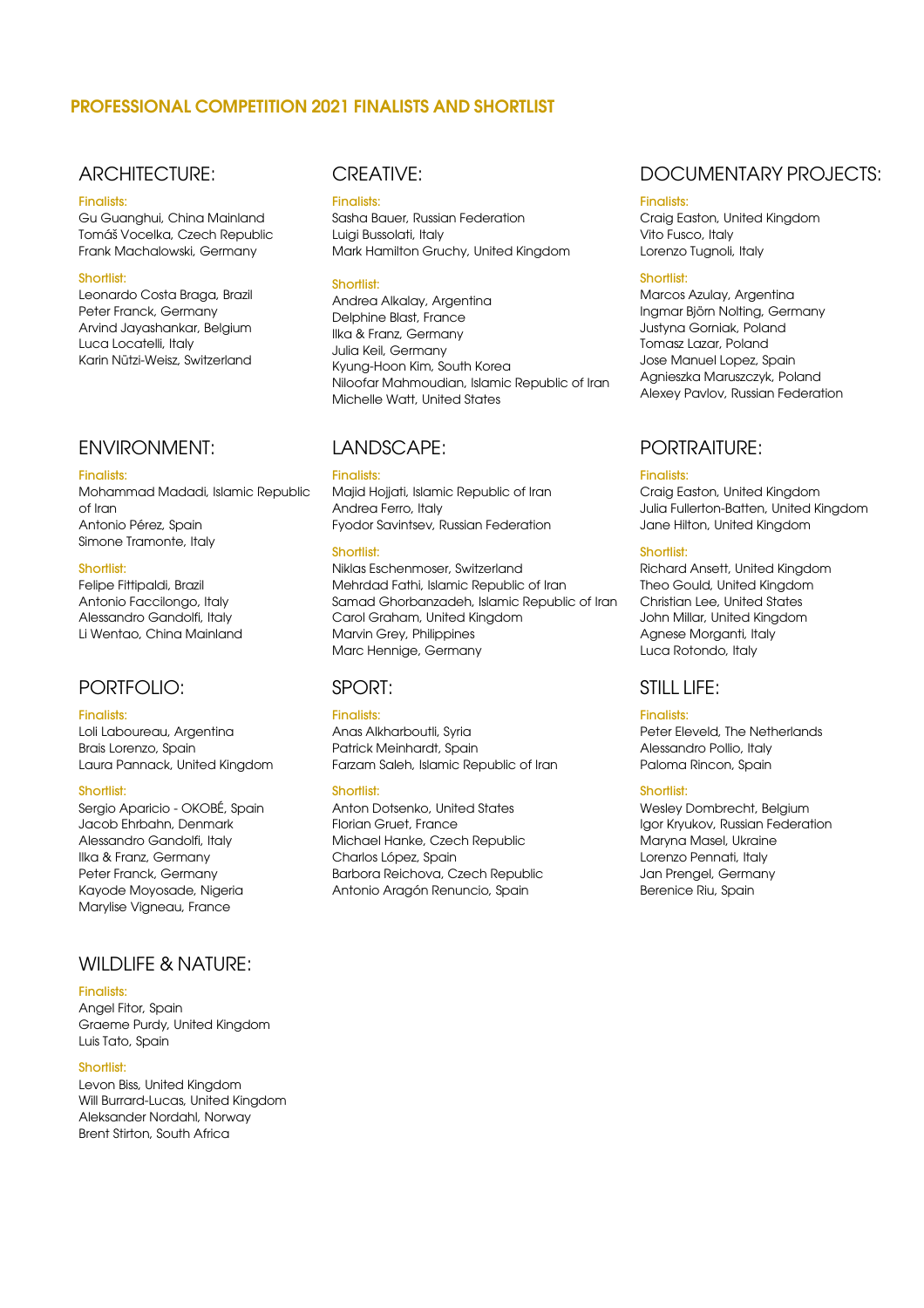# PROFESSIONAL COMPETITION 2021 FINALISTS AND SHORTLIST

## ARCHITECTURE:

**Finalists:**

Gu Guanghui, China Mainland
Tomáš Vocelka, Czech Republic
Frank Machalowski, Germany

**Shortlist:**

Leonardo Costa Braga, Brazil
Peter Franck, Germany
Arvind Jayashankar, Belgium
Luca Locatelli, Italy
Karin Nützi-Weisz, Switzerland

## CREATIVE:

**Finalists:**

Sasha Bauer, Russian Federation
Luigi Bussolati, Italy
Mark Hamilton Gruchy, United Kingdom

**Shortlist:**

Andrea Alkalay, Argentina
Delphine Blast, France
Ilka & Franz, Germany
Julia Keil, Germany
Kyung-Hoon Kim, South Korea
Niloofar Mahmoudian, Islamic Republic of Iran
Michelle Watt, United States

## DOCUMENTARY PROJECTS:

**Finalists:**

Craig Easton, United Kingdom
Vito Fusco, Italy
Lorenzo Tugnoli, Italy

**Shortlist:**

Marcos Azulay, Argentina
Ingmar Björn Nolting, Germany
Justyna Gorniak, Poland
Tomasz Lazar, Poland
Jose Manuel Lopez, Spain
Agnieszka Maruszczyk, Poland
Alexey Pavlov, Russian Federation

## ENVIRONMENT:

**Finalists:**

Mohammad Madadi, Islamic Republic of Iran
Antonio Pérez, Spain
Simone Tramonte, Italy

**Shortlist:**

Felipe Fittipaldi, Brazil
Antonio Faccilongo, Italy
Alessandro Gandolfi, Italy
Li Wentao, China Mainland

## LANDSCAPE:

**Finalists:**

Majid Hojjati, Islamic Republic of Iran
Andrea Ferro, Italy
Fyodor Savintsev, Russian Federation

**Shortlist:**

Niklas Eschenmoser, Switzerland
Mehrdad Fathi, Islamic Republic of Iran
Samad Ghorbanzadeh, Islamic Republic of Iran
Carol Graham, United Kingdom
Marvin Grey, Philippines
Marc Hennige, Germany

## PORTRAITURE:

**Finalists:**

Craig Easton, United Kingdom
Julia Fullerton-Batten, United Kingdom
Jane Hilton, United Kingdom

**Shortlist:**

Richard Ansett, United Kingdom
Theo Gould, United Kingdom
Christian Lee, United States
John Millar, United Kingdom
Agnese Morganti, Italy
Luca Rotondo, Italy

## PORTFOLIO:

**Finalists:**

Loli Laboureau, Argentina
Brais Lorenzo, Spain
Laura Pannack, United Kingdom

**Shortlist:**

Sergio Aparicio - OKOBÉ, Spain
Jacob Ehrbahn, Denmark
Alessandro Gandolfi, Italy
Ilka & Franz, Germany
Peter Franck, Germany
Kayode Moyosade, Nigeria
Marylise Vigneau, France

## SPORT:

**Finalists:**

Anas Alkharboutli, Syria
Patrick Meinhardt, Spain
Farzam Saleh, Islamic Republic of Iran

**Shortlist:**

Anton Dotsenko, United States
Florian Gruet, France
Michael Hanke, Czech Republic
Charlos López, Spain
Barbora Reichova, Czech Republic
Antonio Aragón Renuncio, Spain

## STILL LIFE:

**Finalists:**

Peter Eleveld, The Netherlands
Alessandro Pollio, Italy
Paloma Rincon, Spain

**Shortlist:**

Wesley Dombrecht, Belgium
Igor Kryukov, Russian Federation
Maryna Masel, Ukraine
Lorenzo Pennati, Italy
Jan Prengel, Germany
Berenice Riu, Spain

## WILDLIFE & NATURE:

**Finalists:**

Angel Fitor, Spain
Graeme Purdy, United Kingdom
Luis Tato, Spain

**Shortlist:**

Levon Biss, United Kingdom
Will Burrard-Lucas, United Kingdom
Aleksander Nordahl, Norway
Brent Stirton, South Africa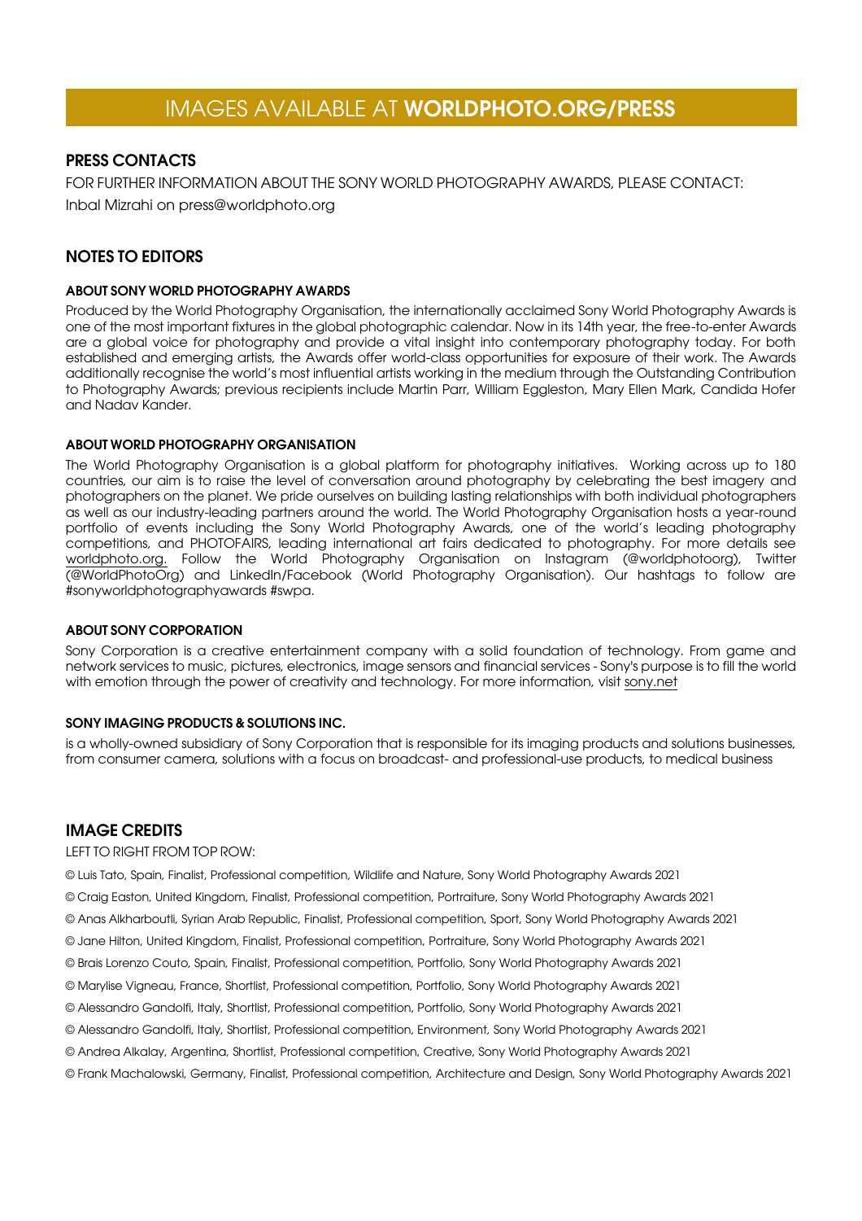# IMAGES AVAILABLE AT **WORLDPHOTO.ORG/PRESS**

## PRESS CONTACTS

FOR FURTHER INFORMATION ABOUT THE SONY WORLD PHOTOGRAPHY AWARDS, PLEASE CONTACT:
Inbal Mizrahi on press@worldphoto.org

## NOTES TO EDITORS

### ABOUT SONY WORLD PHOTOGRAPHY AWARDS

Produced by the World Photography Organisation, the internationally acclaimed Sony World Photography Awards is one of the most important fixtures in the global photographic calendar. Now in its 14th year, the free-to-enter Awards are a global voice for photography and provide a vital insight into contemporary photography today. For both established and emerging artists, the Awards offer world-class opportunities for exposure of their work. The Awards additionally recognise the world's most influential artists working in the medium through the Outstanding Contribution to Photography Awards; previous recipients include Martin Parr, William Eggleston, Mary Ellen Mark, Candida Hofer and Nadav Kander.

### ABOUT WORLD PHOTOGRAPHY ORGANISATION

The World Photography Organisation is a global platform for photography initiatives. Working across up to 180 countries, our aim is to raise the level of conversation around photography by celebrating the best imagery and photographers on the planet. We pride ourselves on building lasting relationships with both individual photographers as well as our industry-leading partners around the world. The World Photography Organisation hosts a year-round portfolio of events including the Sony World Photography Awards, one of the world's leading photography competitions, and PHOTOFAIRS, leading international art fairs dedicated to photography. For more details see worldphoto.org. Follow the World Photography Organisation on Instagram (@worldphotoorg), Twitter (@WorldPhotoOrg) and LinkedIn/Facebook (World Photography Organisation). Our hashtags to follow are #sonyworldphotographyawards #swpa.

### ABOUT SONY CORPORATION

Sony Corporation is a creative entertainment company with a solid foundation of technology. From game and network services to music, pictures, electronics, image sensors and financial services - Sony's purpose is to fill the world with emotion through the power of creativity and technology. For more information, visit sony.net

### SONY IMAGING PRODUCTS & SOLUTIONS INC.

is a wholly-owned subsidiary of Sony Corporation that is responsible for its imaging products and solutions businesses, from consumer camera, solutions with a focus on broadcast- and professional-use products, to medical business

## IMAGE CREDITS

LEFT TO RIGHT FROM TOP ROW:

© Luis Tato, Spain, Finalist, Professional competition, Wildlife and Nature, Sony World Photography Awards 2021

© Craig Easton, United Kingdom, Finalist, Professional competition, Portraiture, Sony World Photography Awards 2021

© Anas Alkharboutli, Syrian Arab Republic, Finalist, Professional competition, Sport, Sony World Photography Awards 2021

© Jane Hilton, United Kingdom, Finalist, Professional competition, Portraiture, Sony World Photography Awards 2021

© Brais Lorenzo Couto, Spain, Finalist, Professional competition, Portfolio, Sony World Photography Awards 2021

© Marylise Vigneau, France, Shortlist, Professional competition, Portfolio, Sony World Photography Awards 2021

© Alessandro Gandolfi, Italy, Shortlist, Professional competition, Portfolio, Sony World Photography Awards 2021

© Alessandro Gandolfi, Italy, Shortlist, Professional competition, Environment, Sony World Photography Awards 2021

© Andrea Alkalay, Argentina, Shortlist, Professional competition, Creative, Sony World Photography Awards 2021

© Frank Machalowski, Germany, Finalist, Professional competition, Architecture and Design, Sony World Photography Awards 2021